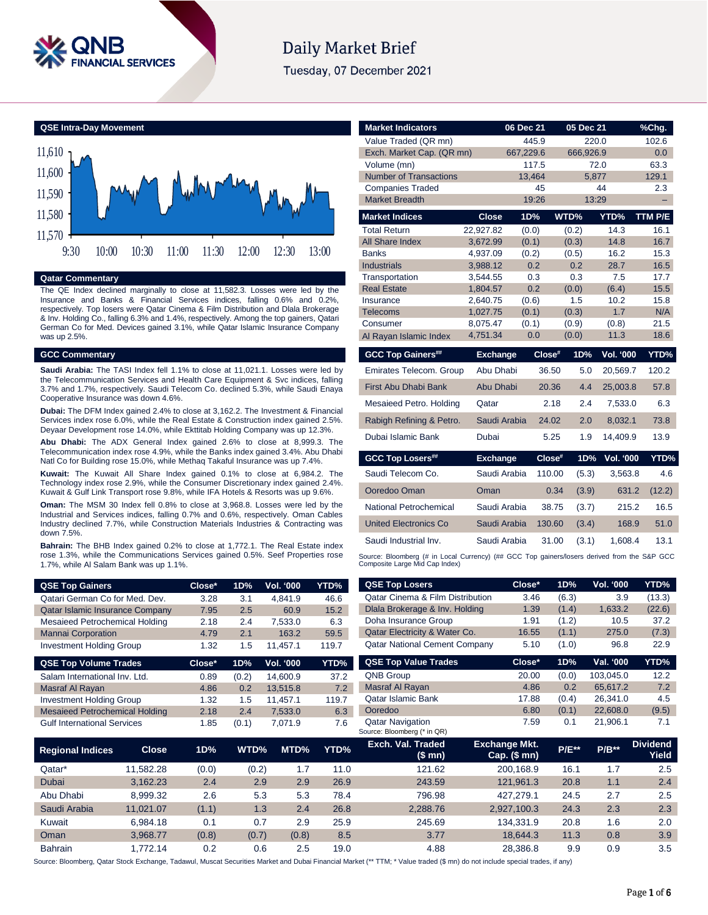# Daily Market Brief

Tuesday, 07 December 2021

## QSE Intra-Day Movement

## Qatar Commentary

The QE Index declined marginally to close at 11,582.3. Losses were led by the Insurance and Banks & Financial Services indices, falling 0.6% and 0.2%, respectively. Top losers were Qatar Cinema & Film Distribution and Dlala Brokerage & Inv. Holding Co., falling 6.3% and 1.4%, respectively. Among the top gainers, Qatari German Co for Med. Devices gained 3.1%, while Qatar Islamic Insurance Company was up 2.5%.

## GCC Commentary

**Saudi Arabia:** The TASI Index fell 1.1% to close at 11,021.1. Losses were led by the Telecommunication Services and Health Care Equipment & Svc indices, falling 3.7% and 1.7%, respectively. Saudi Telecom Co. declined 5.3%, while Saudi Enaya Cooperative Insurance was down 4.6%.

**Dubai:** The DFM Index gained 2.4% to close at 3,162.2. The Investment & Financial Services index rose 6.0%, while the Real Estate & Construction index gained 2.5%. Deyaar Development rose 14.0%, while Ekttitab Holding Company was up 12.3%.

**Abu Dhabi:** The ADX General Index gained 2.6% to close at 8,999.3. The Telecommunication index rose 4.9%, while the Banks index gained 3.4%. Abu Dhabi Natl Co for Building rose 15.0%, while Methaq Takaful Insurance was up 7.4%.

**Kuwait:** The Kuwait All Share Index gained 0.1% to close at 6,984.2. The Technology index rose 2.9%, while the Consumer Discretionary index gained 2.4%. Kuwait & Gulf Link Transport rose 9.8%, while IFA Hotels & Resorts was up 9.6%.

**Oman:** The MSM 30 Index fell 0.8% to close at 3,968.8. Losses were led by the Industrial and Services indices, falling 0.7% and 0.6%, respectively. Oman Cables Industry declined 7.7%, while Construction Materials Industries & Contracting was down 7.5%.

**Bahrain:** The BHB Index gained 0.2% to close at 1,772.1. The Real Estate index rose 1.3%, while the Communications Services gained 0.5%. Seef Properties rose 1.7%, while Al Salam Bank was up 1.1%.

| Market Indicators | 06 Dec 21 | 05 Dec 21 | %Chg. |
|---|---|---|---|
| Value Traded (QR mn) | 445.9 | 220.0 | 102.6 |
| Exch. Market Cap. (QR mn) | 667,229.6 | 666,926.9 | 0.0 |
| Volume (mn) | 117.5 | 72.0 | 63.3 |
| Number of Transactions | 13,464 | 5,877 | 129.1 |
| Companies Traded | 45 | 44 | 2.3 |
| Market Breadth | 19:26 | 13:29 | – |

| Market Indices | Close | 1D% | WTD% | YTD% | TTM P/E |
|---|---|---|---|---|---|
| Total Return | 22,927.82 | (0.0) | (0.2) | 14.3 | 16.1 |
| All Share Index | 3,672.99 | (0.1) | (0.3) | 14.8 | 16.7 |
| Banks | 4,937.09 | (0.2) | (0.5) | 16.2 | 15.3 |
| Industrials | 3,988.12 | 0.2 | 0.2 | 28.7 | 16.5 |
| Transportation | 3,544.55 | 0.3 | 0.3 | 7.5 | 17.7 |
| Real Estate | 1,804.57 | 0.2 | (0.0) | (6.4) | 15.5 |
| Insurance | 2,640.75 | (0.6) | 1.5 | 10.2 | 15.8 |
| Telecoms | 1,027.75 | (0.1) | (0.3) | 1.7 | N/A |
| Consumer | 8,075.47 | (0.1) | (0.9) | (0.8) | 21.5 |
| Al Rayan Islamic Index | 4,751.34 | 0.0 | (0.0) | 11.3 | 18.6 |

| GCC Top Gainers## | Exchange | Close# | 1D% | Vol. '000 | YTD% |
|---|---|---|---|---|---|
| Emirates Telecom. Group | Abu Dhabi | 36.50 | 5.0 | 20,569.7 | 120.2 |
| First Abu Dhabi Bank | Abu Dhabi | 20.36 | 4.4 | 25,003.8 | 57.8 |
| Mesaieed Petro. Holding | Qatar | 2.18 | 2.4 | 7,533.0 | 6.3 |
| Rabigh Refining & Petro. | Saudi Arabia | 24.02 | 2.0 | 8,032.1 | 73.8 |
| Dubai Islamic Bank | Dubai | 5.25 | 1.9 | 14,409.9 | 13.9 |

| GCC Top Losers## | Exchange | Close# | 1D% | Vol. '000 | YTD% |
|---|---|---|---|---|---|
| Saudi Telecom Co. | Saudi Arabia | 110.00 | (5.3) | 3,563.8 | 4.6 |
| Ooredoo Oman | Oman | 0.34 | (3.9) | 631.2 | (12.2) |
| National Petrochemical | Saudi Arabia | 38.75 | (3.7) | 215.2 | 16.5 |
| United Electronics Co | Saudi Arabia | 130.60 | (3.4) | 168.9 | 51.0 |
| Saudi Industrial Inv. | Saudi Arabia | 31.00 | (3.1) | 1,608.4 | 13.1 |

Source: Bloomberg (# in Local Currency) (## GCC Top gainers/losers derived from the S&P GCC Composite Large Mid Cap Index)

| QSE Top Gainers | Close* | 1D% | Vol. '000 | YTD% |
|---|---|---|---|---|
| Qatari German Co for Med. Dev. | 3.28 | 3.1 | 4,841.9 | 46.6 |
| Qatar Islamic Insurance Company | 7.95 | 2.5 | 60.9 | 15.2 |
| Mesaieed Petrochemical Holding | 2.18 | 2.4 | 7,533.0 | 6.3 |
| Mannai Corporation | 4.79 | 2.1 | 163.2 | 59.5 |
| Investment Holding Group | 1.32 | 1.5 | 11,457.1 | 119.7 |

| QSE Top Losers | Close* | 1D% | Vol. '000 | YTD% |
|---|---|---|---|---|
| Qatar Cinema & Film Distribution | 3.46 | (6.3) | 3.9 | (13.3) |
| Dlala Brokerage & Inv. Holding | 1.39 | (1.4) | 1,633.2 | (22.6) |
| Doha Insurance Group | 1.91 | (1.2) | 10.5 | 37.2 |
| Qatar Electricity & Water Co. | 16.55 | (1.1) | 275.0 | (7.3) |
| Qatar National Cement Company | 5.10 | (1.0) | 96.8 | 22.9 |

| QSE Top Volume Trades | Close* | 1D% | Vol. '000 | YTD% |
|---|---|---|---|---|
| Salam International Inv. Ltd. | 0.89 | (0.2) | 14,600.9 | 37.2 |
| Masraf Al Rayan | 4.86 | 0.2 | 13,515.8 | 7.2 |
| Investment Holding Group | 1.32 | 1.5 | 11,457.1 | 119.7 |
| Mesaieed Petrochemical Holding | 2.18 | 2.4 | 7,533.0 | 6.3 |
| Gulf International Services | 1.85 | (0.1) | 7,071.9 | 7.6 |

| QSE Top Value Trades | Close* | 1D% | Val. '000 | YTD% |
|---|---|---|---|---|
| QNB Group | 20.00 | (0.0) | 103,045.0 | 12.2 |
| Masraf Al Rayan | 4.86 | 0.2 | 65,617.2 | 7.2 |
| Qatar Islamic Bank | 17.88 | (0.4) | 26,341.0 | 4.5 |
| Ooredoo | 6.80 | (0.1) | 22,608.0 | (9.5) |
| Qatar Navigation | 7.59 | 0.1 | 21,906.1 | 7.1 |

Source: Bloomberg (* in QR)

| Regional Indices | Close | 1D% | WTD% | MTD% | YTD% | Exch. Val. Traded ($ mn) | Exchange Mkt. Cap. ($ mn) | P/E** | P/B** | Dividend Yield |
|---|---|---|---|---|---|---|---|---|---|---|
| Qatar* | 11,582.28 | (0.0) | (0.2) | 1.7 | 11.0 | 121.62 | 200,168.9 | 16.1 | 1.7 | 2.5 |
| Dubai | 3,162.23 | 2.4 | 2.9 | 2.9 | 26.9 | 243.59 | 121,961.3 | 20.8 | 1.1 | 2.4 |
| Abu Dhabi | 8,999.32 | 2.6 | 5.3 | 5.3 | 78.4 | 796.98 | 427,279.1 | 24.5 | 2.7 | 2.5 |
| Saudi Arabia | 11,021.07 | (1.1) | 1.3 | 2.4 | 26.8 | 2,288.76 | 2,927,100.3 | 24.3 | 2.3 | 2.3 |
| Kuwait | 6,984.18 | 0.1 | 0.7 | 2.9 | 25.9 | 245.69 | 134,331.9 | 20.8 | 1.6 | 2.0 |
| Oman | 3,968.77 | (0.8) | (0.7) | (0.8) | 8.5 | 3.77 | 18,644.3 | 11.3 | 0.8 | 3.9 |
| Bahrain | 1,772.14 | 0.2 | 0.6 | 2.5 | 19.0 | 4.88 | 28,386.8 | 9.9 | 0.9 | 3.5 |

Source: Bloomberg, Qatar Stock Exchange, Tadawul, Muscat Securities Market and Dubai Financial Market (** TTM; * Value traded ($ mn) do not include special trades, if any)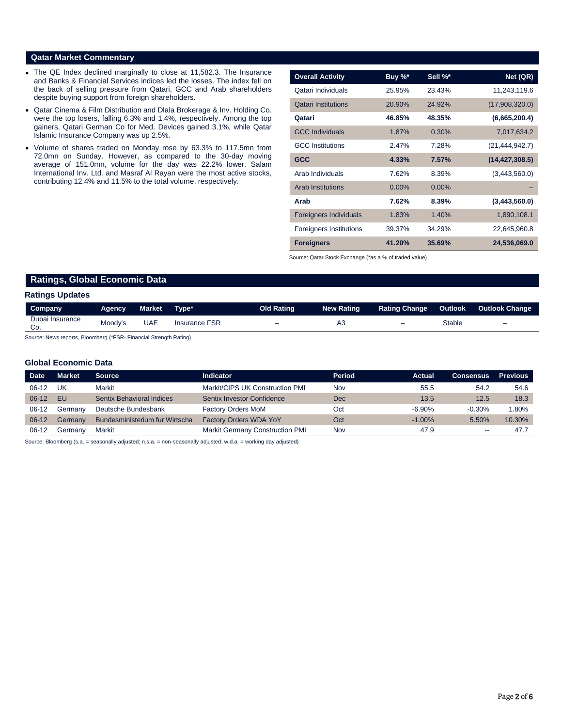## Qatar Market Commentary

- The QE Index declined marginally to close at 11,582.3. The Insurance and Banks & Financial Services indices led the losses. The index fell on the back of selling pressure from Qatari, GCC and Arab shareholders despite buying support from foreign shareholders.
- Qatar Cinema & Film Distribution and Dlala Brokerage & Inv. Holding Co. were the top losers, falling 6.3% and 1.4%, respectively. Among the top gainers, Qatari German Co for Med. Devices gained 3.1%, while Qatar Islamic Insurance Company was up 2.5%.
- Volume of shares traded on Monday rose by 63.3% to 117.5mn from 72.0mn on Sunday. However, as compared to the 30-day moving average of 151.0mn, volume for the day was 22.2% lower. Salam International Inv. Ltd. and Masraf Al Rayan were the most active stocks, contributing 12.4% and 11.5% to the total volume, respectively.

| Overall Activity | Buy %* | Sell %* | Net (QR) |
|---|---|---|---|
| Qatari Individuals | 25.95% | 23.43% | 11,243,119.6 |
| Qatari Institutions | 20.90% | 24.92% | (17,908,320.0) |
| **Qatari** | **46.85%** | **48.35%** | **(6,665,200.4)** |
| GCC Individuals | 1.87% | 0.30% | 7,017,634.2 |
| GCC Institutions | 2.47% | 7.28% | (21,444,942.7) |
| **GCC** | **4.33%** | **7.57%** | **(14,427,308.5)** |
| Arab Individuals | 7.62% | 8.39% | (3,443,560.0) |
| Arab Institutions | 0.00% | 0.00% | – |
| **Arab** | **7.62%** | **8.39%** | **(3,443,560.0)** |
| Foreigners Individuals | 1.83% | 1.40% | 1,890,108.1 |
| Foreigners Institutions | 39.37% | 34.29% | 22,645,960.8 |
| **Foreigners** | **41.20%** | **35.69%** | **24,536,069.0** |

Source: Qatar Stock Exchange (*as a % of traded value)

## Ratings, Global Economic Data

### Ratings Updates

| Company | Agency | Market | Type* | Old Rating | New Rating | Rating Change | Outlook | Outlook Change |
|---|---|---|---|---|---|---|---|---|
| Dubai Insurance Co. | Moody's | UAE | Insurance FSR | – | A3 | – | Stable | – |

Source: News reports, Bloomberg (*FSR- Financial Strength Rating)

### Global Economic Data

| Date | Market | Source | Indicator | Period | Actual | Consensus | Previous |
|---|---|---|---|---|---|---|---|
| 06-12 | UK | Markit | Markit/CIPS UK Construction PMI | Nov | 55.5 | 54.2 | 54.6 |
| 06-12 | EU | Sentix Behavioral Indices | Sentix Investor Confidence | Dec | 13.5 | 12.5 | 18.3 |
| 06-12 | Germany | Deutsche Bundesbank | Factory Orders MoM | Oct | -6.90% | -0.30% | 1.80% |
| 06-12 | Germany | Bundesministerium fur Wirtscha | Factory Orders WDA YoY | Oct | -1.00% | 5.50% | 10.30% |
| 06-12 | Germany | Markit | Markit Germany Construction PMI | Nov | 47.9 | -- | 47.7 |

Source: Bloomberg (s.a. = seasonally adjusted; n.s.a. = non-seasonally adjusted; w.d.a. = working day adjusted)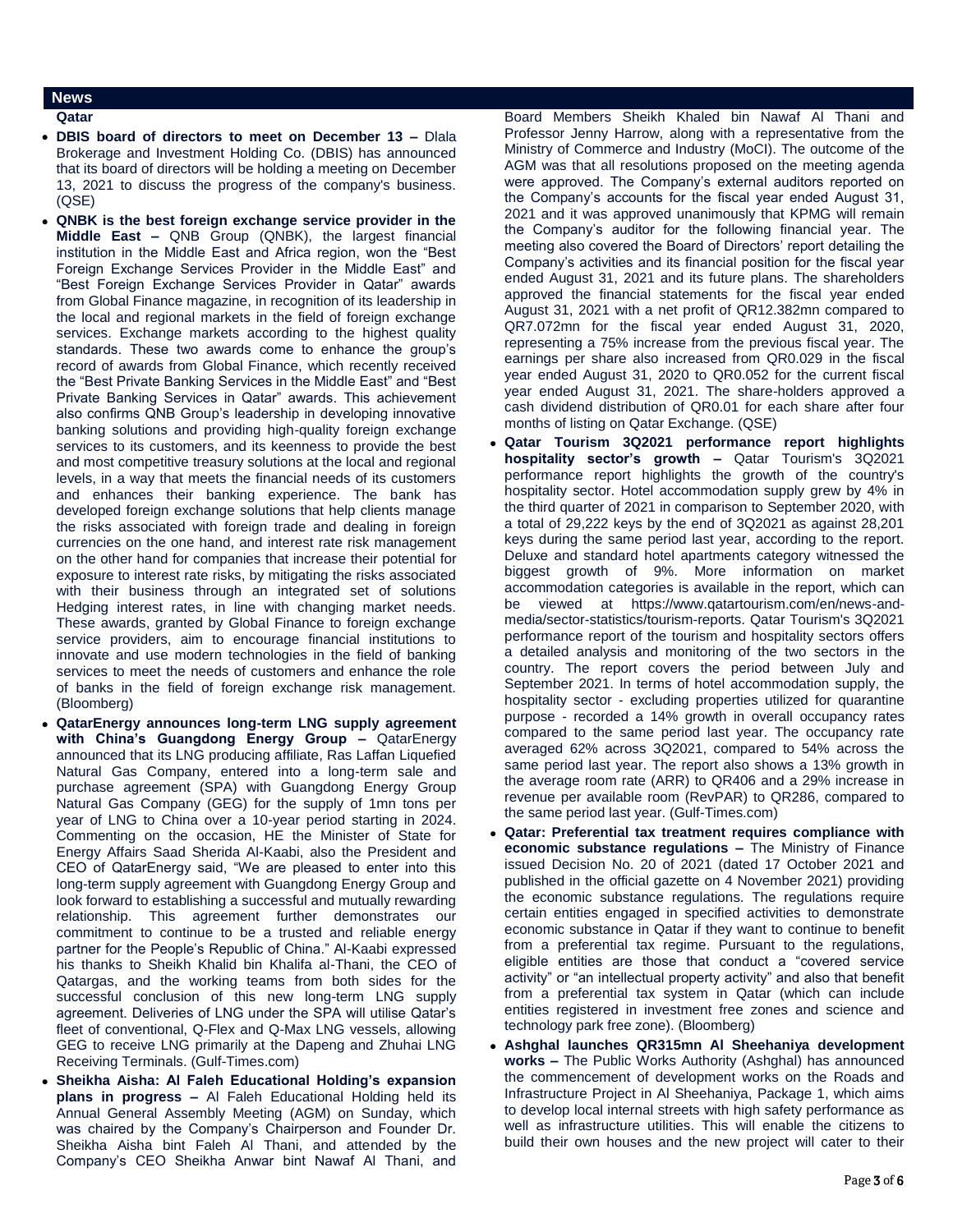## News

### Qatar

- **DBIS board of directors to meet on December 13 –** Dlala Brokerage and Investment Holding Co. (DBIS) has announced that its board of directors will be holding a meeting on December 13, 2021 to discuss the progress of the company's business. (QSE)
- **QNBK is the best foreign exchange service provider in the Middle East –** QNB Group (QNBK), the largest financial institution in the Middle East and Africa region, won the "Best Foreign Exchange Services Provider in the Middle East" and "Best Foreign Exchange Services Provider in Qatar" awards from Global Finance magazine, in recognition of its leadership in the local and regional markets in the field of foreign exchange services. Exchange markets according to the highest quality standards. These two awards come to enhance the group's record of awards from Global Finance, which recently received the "Best Private Banking Services in the Middle East" and "Best Private Banking Services in Qatar" awards. This achievement also confirms QNB Group's leadership in developing innovative banking solutions and providing high-quality foreign exchange services to its customers, and its keenness to provide the best and most competitive treasury solutions at the local and regional levels, in a way that meets the financial needs of its customers and enhances their banking experience. The bank has developed foreign exchange solutions that help clients manage the risks associated with foreign trade and dealing in foreign currencies on the one hand, and interest rate risk management on the other hand for companies that increase their potential for exposure to interest rate risks, by mitigating the risks associated with their business through an integrated set of solutions Hedging interest rates, in line with changing market needs. These awards, granted by Global Finance to foreign exchange service providers, aim to encourage financial institutions to innovate and use modern technologies in the field of banking services to meet the needs of customers and enhance the role of banks in the field of foreign exchange risk management. (Bloomberg)
- **QatarEnergy announces long-term LNG supply agreement with China's Guangdong Energy Group –** QatarEnergy announced that its LNG producing affiliate, Ras Laffan Liquefied Natural Gas Company, entered into a long-term sale and purchase agreement (SPA) with Guangdong Energy Group Natural Gas Company (GEG) for the supply of 1mn tons per year of LNG to China over a 10-year period starting in 2024. Commenting on the occasion, HE the Minister of State for Energy Affairs Saad Sherida Al-Kaabi, also the President and CEO of QatarEnergy said, "We are pleased to enter into this long-term supply agreement with Guangdong Energy Group and look forward to establishing a successful and mutually rewarding relationship. This agreement further demonstrates our commitment to continue to be a trusted and reliable energy partner for the People's Republic of China." Al-Kaabi expressed his thanks to Sheikh Khalid bin Khalifa al-Thani, the CEO of Qatargas, and the working teams from both sides for the successful conclusion of this new long-term LNG supply agreement. Deliveries of LNG under the SPA will utilise Qatar's fleet of conventional, Q-Flex and Q-Max LNG vessels, allowing GEG to receive LNG primarily at the Dapeng and Zhuhai LNG Receiving Terminals. (Gulf-Times.com)
- **Sheikha Aisha: Al Faleh Educational Holding's expansion plans in progress –** Al Faleh Educational Holding held its Annual General Assembly Meeting (AGM) on Sunday, which was chaired by the Company's Chairperson and Founder Dr. Sheikha Aisha bint Faleh Al Thani, and attended by the Company's CEO Sheikha Anwar bint Nawaf Al Thani, and Board Members Sheikh Khaled bin Nawaf Al Thani and Professor Jenny Harrow, along with a representative from the Ministry of Commerce and Industry (MoCI). The outcome of the AGM was that all resolutions proposed on the meeting agenda were approved. The Company's external auditors reported on the Company's accounts for the fiscal year ended August 31, 2021 and it was approved unanimously that KPMG will remain the Company's auditor for the following financial year. The meeting also covered the Board of Directors' report detailing the Company's activities and its financial position for the fiscal year ended August 31, 2021 and its future plans. The shareholders approved the financial statements for the fiscal year ended August 31, 2021 with a net profit of QR12.382mn compared to QR7.072mn for the fiscal year ended August 31, 2020, representing a 75% increase from the previous fiscal year. The earnings per share also increased from QR0.029 in the fiscal year ended August 31, 2020 to QR0.052 for the current fiscal year ended August 31, 2021. The share-holders approved a cash dividend distribution of QR0.01 for each share after four months of listing on Qatar Exchange. (QSE)
- **Qatar Tourism 3Q2021 performance report highlights hospitality sector's growth –** Qatar Tourism's 3Q2021 performance report highlights the growth of the country's hospitality sector. Hotel accommodation supply grew by 4% in the third quarter of 2021 in comparison to September 2020, with a total of 29,222 keys by the end of 3Q2021 as against 28,201 keys during the same period last year, according to the report. Deluxe and standard hotel apartments category witnessed the biggest growth of 9%. More information on market accommodation categories is available in the report, which can be viewed at https://www.qatartourism.com/en/news-and-media/sector-statistics/tourism-reports. Qatar Tourism's 3Q2021 performance report of the tourism and hospitality sectors offers a detailed analysis and monitoring of the two sectors in the country. The report covers the period between July and September 2021. In terms of hotel accommodation supply, the hospitality sector - excluding properties utilized for quarantine purpose - recorded a 14% growth in overall occupancy rates compared to the same period last year. The occupancy rate averaged 62% across 3Q2021, compared to 54% across the same period last year. The report also shows a 13% growth in the average room rate (ARR) to QR406 and a 29% increase in revenue per available room (RevPAR) to QR286, compared to the same period last year. (Gulf-Times.com)
- **Qatar: Preferential tax treatment requires compliance with economic substance regulations –** The Ministry of Finance issued Decision No. 20 of 2021 (dated 17 October 2021 and published in the official gazette on 4 November 2021) providing the economic substance regulations. The regulations require certain entities engaged in specified activities to demonstrate economic substance in Qatar if they want to continue to benefit from a preferential tax regime. Pursuant to the regulations, eligible entities are those that conduct a "covered service activity" or "an intellectual property activity" and also that benefit from a preferential tax system in Qatar (which can include entities registered in investment free zones and science and technology park free zone). (Bloomberg)
- **Ashghal launches QR315mn Al Sheehaniya development works –** The Public Works Authority (Ashghal) has announced the commencement of development works on the Roads and Infrastructure Project in Al Sheehaniya, Package 1, which aims to develop local internal streets with high safety performance as well as infrastructure utilities. This will enable the citizens to build their own houses and the new project will cater to their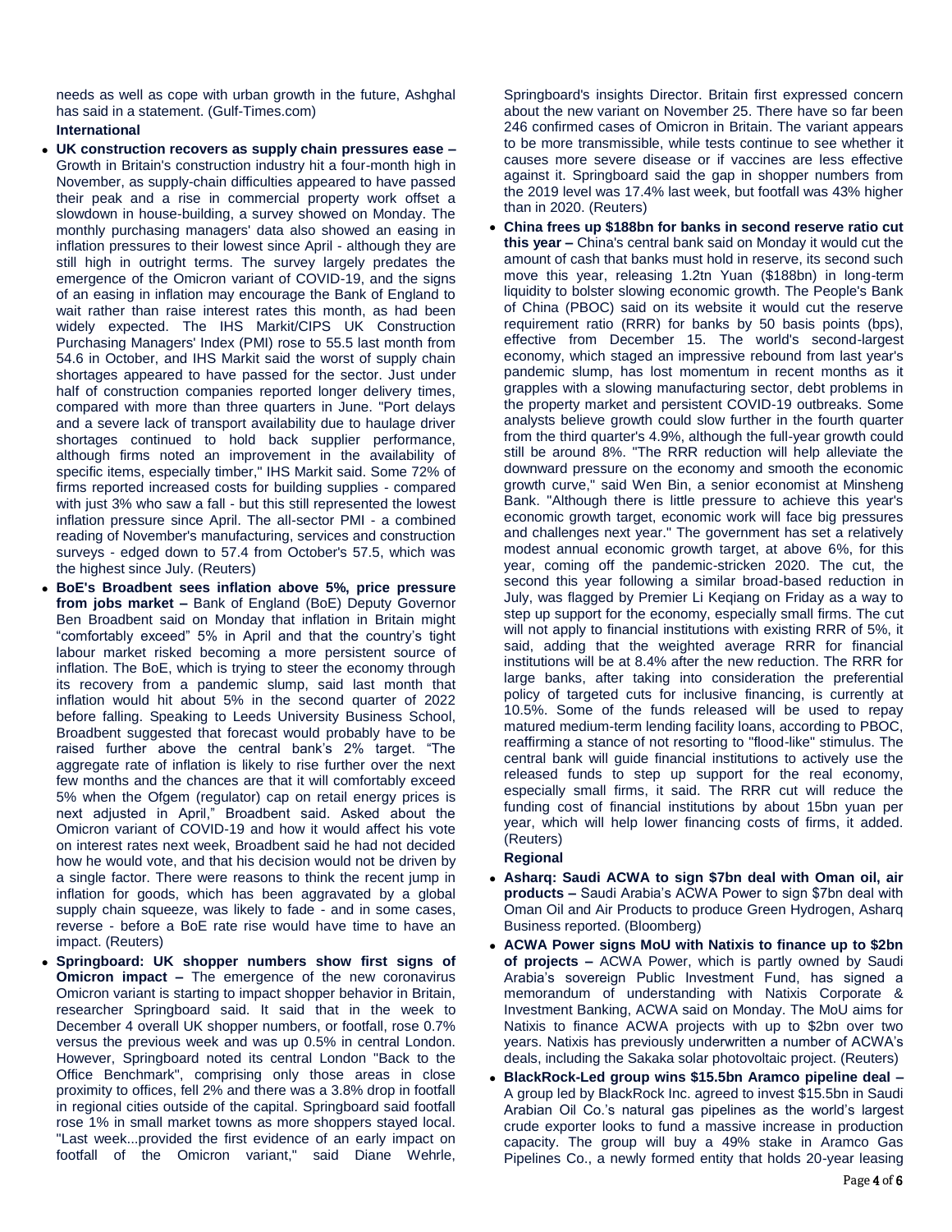needs as well as cope with urban growth in the future, Ashghal has said in a statement. (Gulf-Times.com)

**International**

- **UK construction recovers as supply chain pressures ease –** Growth in Britain's construction industry hit a four-month high in November, as supply-chain difficulties appeared to have passed their peak and a rise in commercial property work offset a slowdown in house-building, a survey showed on Monday. The monthly purchasing managers' data also showed an easing in inflation pressures to their lowest since April - although they are still high in outright terms. The survey largely predates the emergence of the Omicron variant of COVID-19, and the signs of an easing in inflation may encourage the Bank of England to wait rather than raise interest rates this month, as had been widely expected. The IHS Markit/CIPS UK Construction Purchasing Managers' Index (PMI) rose to 55.5 last month from 54.6 in October, and IHS Markit said the worst of supply chain shortages appeared to have passed for the sector. Just under half of construction companies reported longer delivery times, compared with more than three quarters in June. "Port delays and a severe lack of transport availability due to haulage driver shortages continued to hold back supplier performance, although firms noted an improvement in the availability of specific items, especially timber," IHS Markit said. Some 72% of firms reported increased costs for building supplies - compared with just 3% who saw a fall - but this still represented the lowest inflation pressure since April. The all-sector PMI - a combined reading of November's manufacturing, services and construction surveys - edged down to 57.4 from October's 57.5, which was the highest since July. (Reuters)
- **BoE's Broadbent sees inflation above 5%, price pressure from jobs market –** Bank of England (BoE) Deputy Governor Ben Broadbent said on Monday that inflation in Britain might "comfortably exceed" 5% in April and that the country's tight labour market risked becoming a more persistent source of inflation. The BoE, which is trying to steer the economy through its recovery from a pandemic slump, said last month that inflation would hit about 5% in the second quarter of 2022 before falling. Speaking to Leeds University Business School, Broadbent suggested that forecast would probably have to be raised further above the central bank's 2% target. "The aggregate rate of inflation is likely to rise further over the next few months and the chances are that it will comfortably exceed 5% when the Ofgem (regulator) cap on retail energy prices is next adjusted in April," Broadbent said. Asked about the Omicron variant of COVID-19 and how it would affect his vote on interest rates next week, Broadbent said he had not decided how he would vote, and that his decision would not be driven by a single factor. There were reasons to think the recent jump in inflation for goods, which has been aggravated by a global supply chain squeeze, was likely to fade - and in some cases, reverse - before a BoE rate rise would have time to have an impact. (Reuters)
- **Springboard: UK shopper numbers show first signs of Omicron impact –** The emergence of the new coronavirus Omicron variant is starting to impact shopper behavior in Britain, researcher Springboard said. It said that in the week to December 4 overall UK shopper numbers, or footfall, rose 0.7% versus the previous week and was up 0.5% in central London. However, Springboard noted its central London "Back to the Office Benchmark", comprising only those areas in close proximity to offices, fell 2% and there was a 3.8% drop in footfall in regional cities outside of the capital. Springboard said footfall rose 1% in small market towns as more shoppers stayed local. "Last week...provided the first evidence of an early impact on footfall of the Omicron variant," said Diane Wehrle, Springboard's insights Director. Britain first expressed concern about the new variant on November 25. There have so far been 246 confirmed cases of Omicron in Britain. The variant appears to be more transmissible, while tests continue to see whether it causes more severe disease or if vaccines are less effective against it. Springboard said the gap in shopper numbers from the 2019 level was 17.4% last week, but footfall was 43% higher than in 2020. (Reuters)
- **China frees up \$188bn for banks in second reserve ratio cut this year –** China's central bank said on Monday it would cut the amount of cash that banks must hold in reserve, its second such move this year, releasing 1.2tn Yuan (\$188bn) in long-term liquidity to bolster slowing economic growth. The People's Bank of China (PBOC) said on its website it would cut the reserve requirement ratio (RRR) for banks by 50 basis points (bps), effective from December 15. The world's second-largest economy, which staged an impressive rebound from last year's pandemic slump, has lost momentum in recent months as it grapples with a slowing manufacturing sector, debt problems in the property market and persistent COVID-19 outbreaks. Some analysts believe growth could slow further in the fourth quarter from the third quarter's 4.9%, although the full-year growth could still be around 8%. "The RRR reduction will help alleviate the downward pressure on the economy and smooth the economic growth curve," said Wen Bin, a senior economist at Minsheng Bank. "Although there is little pressure to achieve this year's economic growth target, economic work will face big pressures and challenges next year." The government has set a relatively modest annual economic growth target, at above 6%, for this year, coming off the pandemic-stricken 2020. The cut, the second this year following a similar broad-based reduction in July, was flagged by Premier Li Keqiang on Friday as a way to step up support for the economy, especially small firms. The cut will not apply to financial institutions with existing RRR of 5%, it said, adding that the weighted average RRR for financial institutions will be at 8.4% after the new reduction. The RRR for large banks, after taking into consideration the preferential policy of targeted cuts for inclusive financing, is currently at 10.5%. Some of the funds released will be used to repay matured medium-term lending facility loans, according to PBOC, reaffirming a stance of not resorting to "flood-like" stimulus. The central bank will guide financial institutions to actively use the released funds to step up support for the real economy, especially small firms, it said. The RRR cut will reduce the funding cost of financial institutions by about 15bn yuan per year, which will help lower financing costs of firms, it added. (Reuters)

**Regional**

- **Asharq: Saudi ACWA to sign \$7bn deal with Oman oil, air products –** Saudi Arabia's ACWA Power to sign \$7bn deal with Oman Oil and Air Products to produce Green Hydrogen, Asharq Business reported. (Bloomberg)
- **ACWA Power signs MoU with Natixis to finance up to \$2bn of projects –** ACWA Power, which is partly owned by Saudi Arabia's sovereign Public Investment Fund, has signed a memorandum of understanding with Natixis Corporate & Investment Banking, ACWA said on Monday. The MoU aims for Natixis to finance ACWA projects with up to \$2bn over two years. Natixis has previously underwritten a number of ACWA's deals, including the Sakaka solar photovoltaic project. (Reuters)
- **BlackRock-Led group wins \$15.5bn Aramco pipeline deal –** A group led by BlackRock Inc. agreed to invest \$15.5bn in Saudi Arabian Oil Co.'s natural gas pipelines as the world's largest crude exporter looks to fund a massive increase in production capacity. The group will buy a 49% stake in Aramco Gas Pipelines Co., a newly formed entity that holds 20-year leasing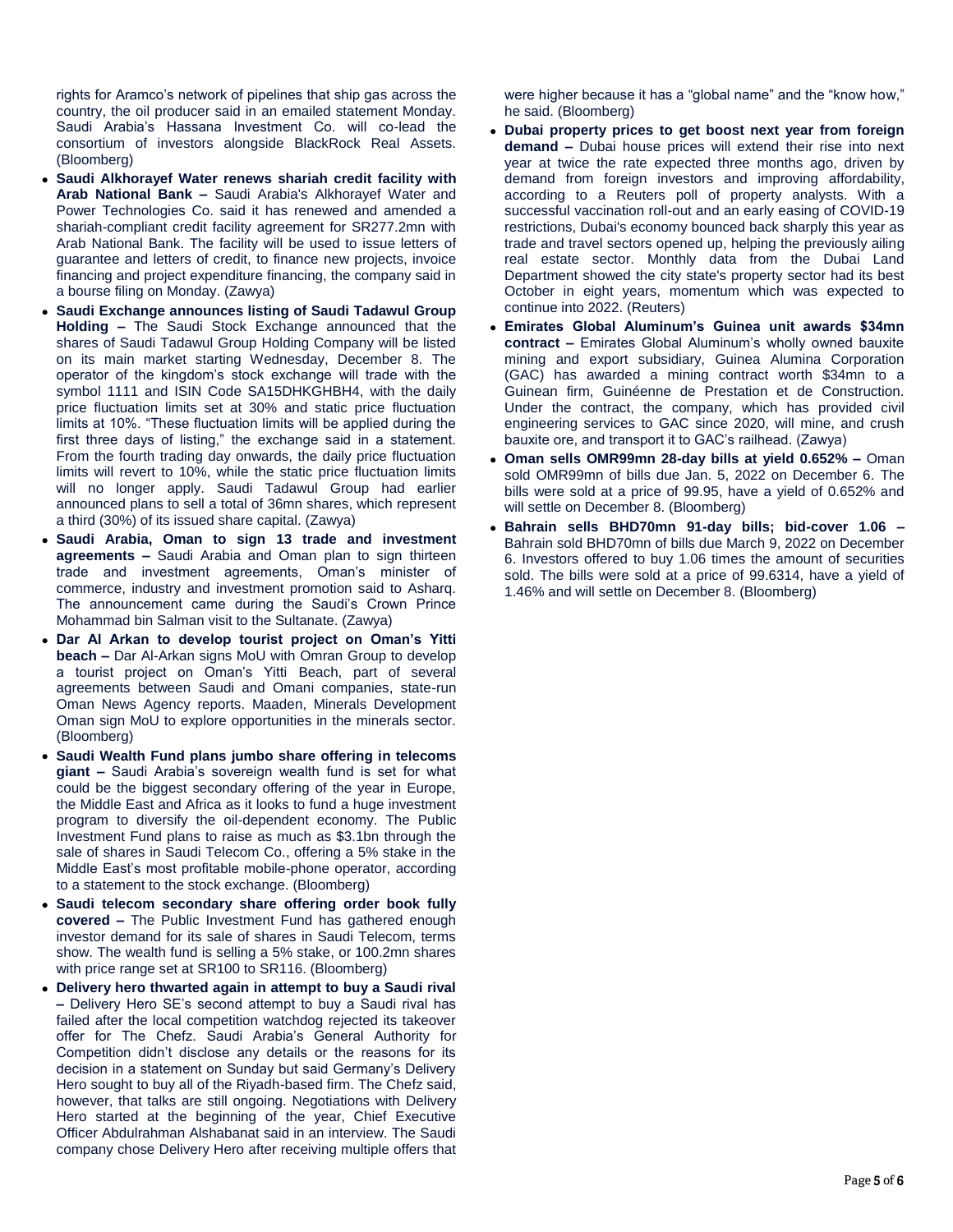rights for Aramco's network of pipelines that ship gas across the country, the oil producer said in an emailed statement Monday. Saudi Arabia's Hassana Investment Co. will co-lead the consortium of investors alongside BlackRock Real Assets. (Bloomberg)

- **Saudi Alkhorayef Water renews shariah credit facility with Arab National Bank –** Saudi Arabia's Alkhorayef Water and Power Technologies Co. said it has renewed and amended a shariah-compliant credit facility agreement for SR277.2mn with Arab National Bank. The facility will be used to issue letters of guarantee and letters of credit, to finance new projects, invoice financing and project expenditure financing, the company said in a bourse filing on Monday. (Zawya)
- **Saudi Exchange announces listing of Saudi Tadawul Group Holding –** The Saudi Stock Exchange announced that the shares of Saudi Tadawul Group Holding Company will be listed on its main market starting Wednesday, December 8. The operator of the kingdom's stock exchange will trade with the symbol 1111 and ISIN Code SA15DHKGHBH4, with the daily price fluctuation limits set at 30% and static price fluctuation limits at 10%. "These fluctuation limits will be applied during the first three days of listing," the exchange said in a statement. From the fourth trading day onwards, the daily price fluctuation limits will revert to 10%, while the static price fluctuation limits will no longer apply. Saudi Tadawul Group had earlier announced plans to sell a total of 36mn shares, which represent a third (30%) of its issued share capital. (Zawya)
- **Saudi Arabia, Oman to sign 13 trade and investment agreements –** Saudi Arabia and Oman plan to sign thirteen trade and investment agreements, Oman's minister of commerce, industry and investment promotion said to Asharq. The announcement came during the Saudi's Crown Prince Mohammad bin Salman visit to the Sultanate. (Zawya)
- **Dar Al Arkan to develop tourist project on Oman's Yitti beach –** Dar Al-Arkan signs MoU with Omran Group to develop a tourist project on Oman's Yitti Beach, part of several agreements between Saudi and Omani companies, state-run Oman News Agency reports. Maaden, Minerals Development Oman sign MoU to explore opportunities in the minerals sector. (Bloomberg)
- **Saudi Wealth Fund plans jumbo share offering in telecoms giant –** Saudi Arabia's sovereign wealth fund is set for what could be the biggest secondary offering of the year in Europe, the Middle East and Africa as it looks to fund a huge investment program to diversify the oil-dependent economy. The Public Investment Fund plans to raise as much as $3.1bn through the sale of shares in Saudi Telecom Co., offering a 5% stake in the Middle East's most profitable mobile-phone operator, according to a statement to the stock exchange. (Bloomberg)
- **Saudi telecom secondary share offering order book fully covered –** The Public Investment Fund has gathered enough investor demand for its sale of shares in Saudi Telecom, terms show. The wealth fund is selling a 5% stake, or 100.2mn shares with price range set at SR100 to SR116. (Bloomberg)
- **Delivery hero thwarted again in attempt to buy a Saudi rival –** Delivery Hero SE's second attempt to buy a Saudi rival has failed after the local competition watchdog rejected its takeover offer for The Chefz. Saudi Arabia's General Authority for Competition didn't disclose any details or the reasons for its decision in a statement on Sunday but said Germany's Delivery Hero sought to buy all of the Riyadh-based firm. The Chefz said, however, that talks are still ongoing. Negotiations with Delivery Hero started at the beginning of the year, Chief Executive Officer Abdulrahman Alshabanat said in an interview. The Saudi company chose Delivery Hero after receiving multiple offers that were higher because it has a "global name" and the "know how," he said. (Bloomberg)
- **Dubai property prices to get boost next year from foreign demand –** Dubai house prices will extend their rise into next year at twice the rate expected three months ago, driven by demand from foreign investors and improving affordability, according to a Reuters poll of property analysts. With a successful vaccination roll-out and an early easing of COVID-19 restrictions, Dubai's economy bounced back sharply this year as trade and travel sectors opened up, helping the previously ailing real estate sector. Monthly data from the Dubai Land Department showed the city state's property sector had its best October in eight years, momentum which was expected to continue into 2022. (Reuters)
- **Emirates Global Aluminum's Guinea unit awards $34mn contract –** Emirates Global Aluminum's wholly owned bauxite mining and export subsidiary, Guinea Alumina Corporation (GAC) has awarded a mining contract worth $34mn to a Guinean firm, Guinéenne de Prestation et de Construction. Under the contract, the company, which has provided civil engineering services to GAC since 2020, will mine, and crush bauxite ore, and transport it to GAC's railhead. (Zawya)
- **Oman sells OMR99mn 28-day bills at yield 0.652% –** Oman sold OMR99mn of bills due Jan. 5, 2022 on December 6. The bills were sold at a price of 99.95, have a yield of 0.652% and will settle on December 8. (Bloomberg)
- **Bahrain sells BHD70mn 91-day bills; bid-cover 1.06 –** Bahrain sold BHD70mn of bills due March 9, 2022 on December 6. Investors offered to buy 1.06 times the amount of securities sold. The bills were sold at a price of 99.6314, have a yield of 1.46% and will settle on December 8. (Bloomberg)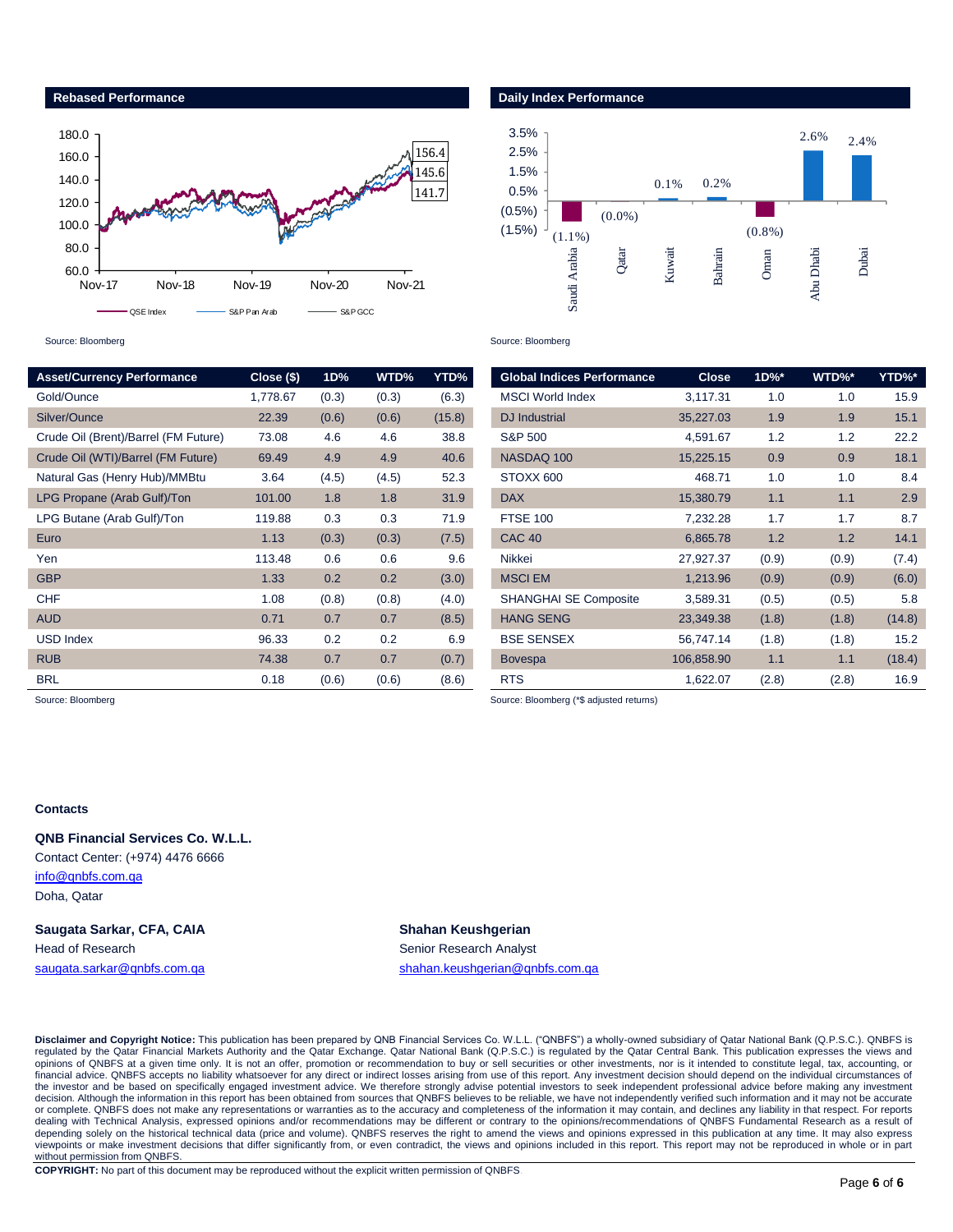## Rebased Performance

180.0
160.0
140.0
120.0
100.0
80.0
60.0

Nov-17 Nov-18 Nov-19 Nov-20 Nov-21

156.4
145.6
141.7

QSE Index   S&P Pan Arab   S&P GCC

Source: Bloomberg

## Daily Index Performance

3.5%
2.5%
1.5%
0.5%
(0.5%)
(1.5%)

(1.1%) (0.0%) 0.1% 0.2% (0.8%) 2.6% 2.4%

Saudi Arabia Qatar Kuwait Bahrain Oman Abu Dhabi Dubai

Source: Bloomberg

| Asset/Currency Performance | Close ($) | 1D% | WTD% | YTD% |
|---|---|---|---|---|
| Gold/Ounce | 1,778.67 | (0.3) | (0.3) | (6.3) |
| Silver/Ounce | 22.39 | (0.6) | (0.6) | (15.8) |
| Crude Oil (Brent)/Barrel (FM Future) | 73.08 | 4.6 | 4.6 | 38.8 |
| Crude Oil (WTI)/Barrel (FM Future) | 69.49 | 4.9 | 4.9 | 40.6 |
| Natural Gas (Henry Hub)/MMBtu | 3.64 | (4.5) | (4.5) | 52.3 |
| LPG Propane (Arab Gulf)/Ton | 101.00 | 1.8 | 1.8 | 31.9 |
| LPG Butane (Arab Gulf)/Ton | 119.88 | 0.3 | 0.3 | 71.9 |
| Euro | 1.13 | (0.3) | (0.3) | (7.5) |
| Yen | 113.48 | 0.6 | 0.6 | 9.6 |
| GBP | 1.33 | 0.2 | 0.2 | (3.0) |
| CHF | 1.08 | (0.8) | (0.8) | (4.0) |
| AUD | 0.71 | 0.7 | 0.7 | (8.5) |
| USD Index | 96.33 | 0.2 | 0.2 | 6.9 |
| RUB | 74.38 | 0.7 | 0.7 | (0.7) |
| BRL | 0.18 | (0.6) | (0.6) | (8.6) |

Source: Bloomberg

| Global Indices Performance | Close | 1D%* | WTD%* | YTD%* |
|---|---|---|---|---|
| MSCI World Index | 3,117.31 | 1.0 | 1.0 | 15.9 |
| DJ Industrial | 35,227.03 | 1.9 | 1.9 | 15.1 |
| S&P 500 | 4,591.67 | 1.2 | 1.2 | 22.2 |
| NASDAQ 100 | 15,225.15 | 0.9 | 0.9 | 18.1 |
| STOXX 600 | 468.71 | 1.0 | 1.0 | 8.4 |
| DAX | 15,380.79 | 1.1 | 1.1 | 2.9 |
| FTSE 100 | 7,232.28 | 1.7 | 1.7 | 8.7 |
| CAC 40 | 6,865.78 | 1.2 | 1.2 | 14.1 |
| Nikkei | 27,927.37 | (0.9) | (0.9) | (7.4) |
| MSCI EM | 1,213.96 | (0.9) | (0.9) | (6.0) |
| SHANGHAI SE Composite | 3,589.31 | (0.5) | (0.5) | 5.8 |
| HANG SENG | 23,349.38 | (1.8) | (1.8) | (14.8) |
| BSE SENSEX | 56,747.14 | (1.8) | (1.8) | 15.2 |
| Bovespa | 106,858.90 | 1.1 | 1.1 | (18.4) |
| RTS | 1,622.07 | (2.8) | (2.8) | 16.9 |

Source: Bloomberg (*$ adjusted returns)

**Contacts**

**QNB Financial Services Co. W.L.L.**
Contact Center: (+974) 4476 6666
info@qnbfs.com.qa
Doha, Qatar

**Saugata Sarkar, CFA, CAIA**
Head of Research
saugata.sarkar@qnbfs.com.qa

**Shahan Keushgerian**
Senior Research Analyst
shahan.keushgerian@qnbfs.com.qa

**Disclaimer and Copyright Notice:** This publication has been prepared by QNB Financial Services Co. W.L.L. ("QNBFS") a wholly-owned subsidiary of Qatar National Bank (Q.P.S.C.). QNBFS is regulated by the Qatar Financial Markets Authority and the Qatar Exchange. Qatar National Bank (Q.P.S.C.) is regulated by the Qatar Central Bank. This publication expresses the views and opinions of QNBFS at a given time only. It is not an offer, promotion or recommendation to buy or sell securities or other investments, nor is it intended to constitute legal, tax, accounting, or financial advice. QNBFS accepts no liability whatsoever for any direct or indirect losses arising from use of this report. Any investment decision should depend on the individual circumstances of the investor and be based on specifically engaged investment advice. We therefore strongly advise potential investors to seek independent professional advice before making any investment decision. Although the information in this report has been obtained from sources that QNBFS believes to be reliable, we have not independently verified such information and it may not be accurate or complete. QNBFS does not make any representations or warranties as to the accuracy and completeness of the information it may contain, and declines any liability in that respect. For reports dealing with Technical Analysis, expressed opinions and/or recommendations may be different or contrary to the opinions/recommendations of QNBFS Fundamental Research as a result of depending solely on the historical technical data (price and volume). QNBFS reserves the right to amend the views and opinions expressed in this publication at any time. It may also express viewpoints or make investment decisions that differ significantly from, or even contradict, the views and opinions included in this report. This report may not be reproduced in whole or in part without permission from QNBFS.

**COPYRIGHT:** No part of this document may be reproduced without the explicit written permission of QNBFS